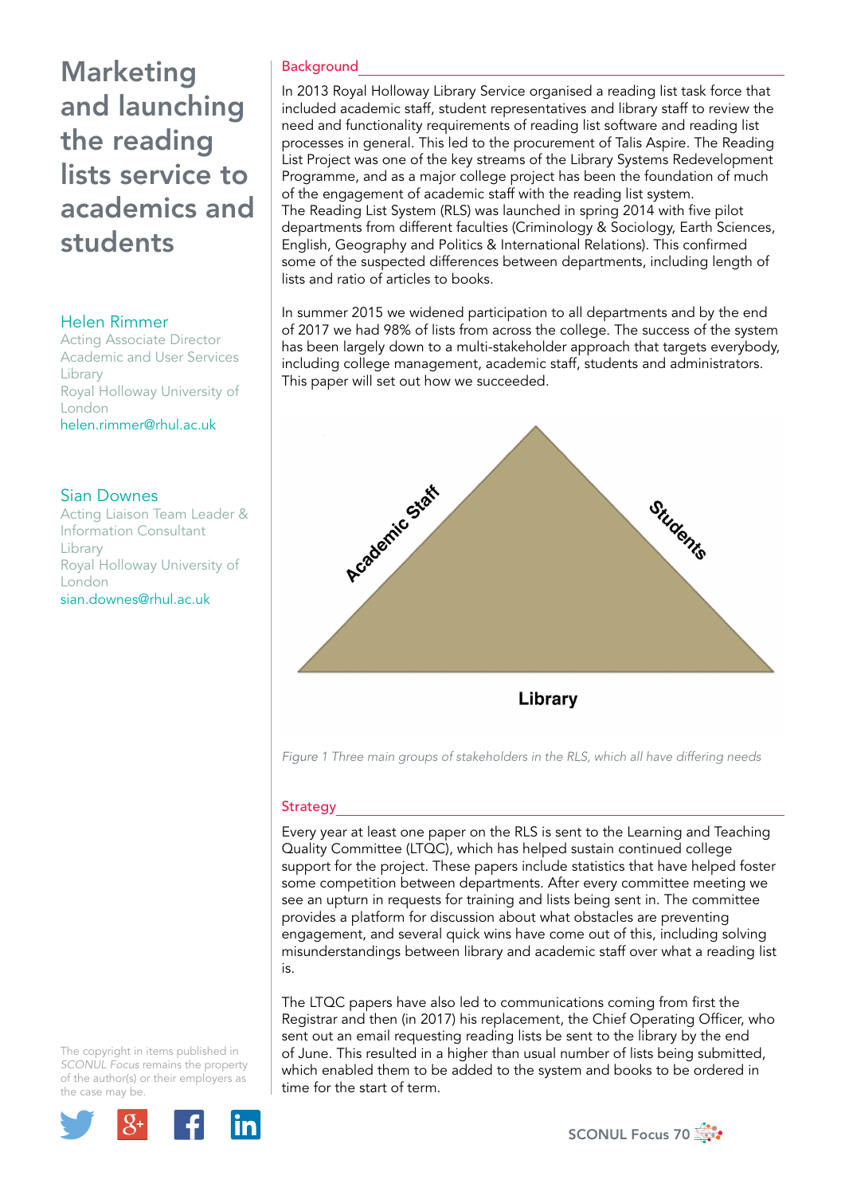# Marketing and launching the reading lists service to academics and students

**Helen Rimmer**
Acting Associate Director
Academic and User Services
Library
Royal Holloway University of London
helen.rimmer@rhul.ac.uk

**Sian Downes**
Acting Liaison Team Leader & Information Consultant
Library
Royal Holloway University of London
sian.downes@rhul.ac.uk

## Background

In 2013 Royal Holloway Library Service organised a reading list task force that included academic staff, student representatives and library staff to review the need and functionality requirements of reading list software and reading list processes in general. This led to the procurement of Talis Aspire. The Reading List Project was one of the key streams of the Library Systems Redevelopment Programme, and as a major college project has been the foundation of much of the engagement of academic staff with the reading list system.
The Reading List System (RLS) was launched in spring 2014 with five pilot departments from different faculties (Criminology & Sociology, Earth Sciences, English, Geography and Politics & International Relations). This confirmed some of the suspected differences between departments, including length of lists and ratio of articles to books.

In summer 2015 we widened participation to all departments and by the end of 2017 we had 98% of lists from across the college. The success of the system has been largely down to a multi-stakeholder approach that targets everybody, including college management, academic staff, students and administrators. This paper will set out how we succeeded.

Academic Staff — Students — Library

*Figure 1 Three main groups of stakeholders in the RLS, which all have differing needs*

## Strategy

Every year at least one paper on the RLS is sent to the Learning and Teaching Quality Committee (LTQC), which has helped sustain continued college support for the project. These papers include statistics that have helped foster some competition between departments. After every committee meeting we see an upturn in requests for training and lists being sent in. The committee provides a platform for discussion about what obstacles are preventing engagement, and several quick wins have come out of this, including solving misunderstandings between library and academic staff over what a reading list is.

The LTQC papers have also led to communications coming from first the Registrar and then (in 2017) his replacement, the Chief Operating Officer, who sent out an email requesting reading lists be sent to the library by the end of June. This resulted in a higher than usual number of lists being submitted, which enabled them to be added to the system and books to be ordered in time for the start of term.

The copyright in items published in *SCONUL Focus* remains the property of the author(s) or their employers as the case may be.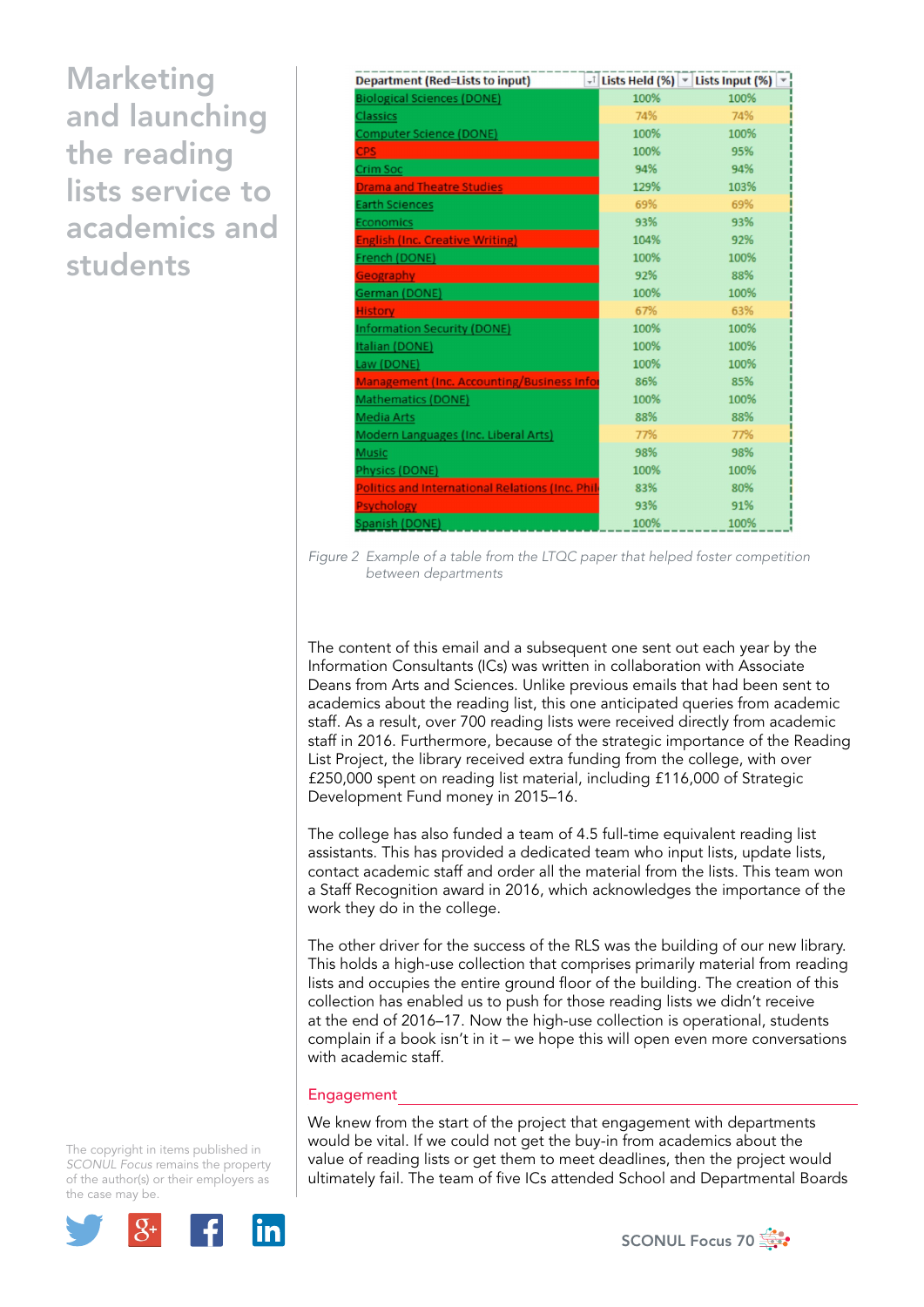# Marketing and launching the reading lists service to academics and students

| Department (Red=Lists to input) | Lists Held (%) | Lists Input (%) |
|---|---|---|
| Biological Sciences (DONE) | 100% | 100% |
| Classics | 74% | 74% |
| Computer Science (DONE) | 100% | 100% |
| CPS | 100% | 95% |
| Crim Soc | 94% | 94% |
| Drama and Theatre Studies | 129% | 103% |
| Earth Sciences | 69% | 69% |
| Economics | 93% | 93% |
| English (Inc. Creative Writing) | 104% | 92% |
| French (DONE) | 100% | 100% |
| Geography | 92% | 88% |
| German (DONE) | 100% | 100% |
| History | 67% | 63% |
| Information Security (DONE) | 100% | 100% |
| Italian (DONE) | 100% | 100% |
| Law (DONE) | 100% | 100% |
| Management (Inc. Accounting/Business Info | 86% | 85% |
| Mathematics (DONE) | 100% | 100% |
| Media Arts | 88% | 88% |
| Modern Languages (Inc. Liberal Arts) | 77% | 77% |
| Music | 98% | 98% |
| Physics (DONE) | 100% | 100% |
| Politics and International Relations (Inc. Phil | 83% | 80% |
| Psychology | 93% | 91% |
| Spanish (DONE) | 100% | 100% |

*Figure 2 Example of a table from the LTQC paper that helped foster competition between departments*

The content of this email and a subsequent one sent out each year by the Information Consultants (ICs) was written in collaboration with Associate Deans from Arts and Sciences. Unlike previous emails that had been sent to academics about the reading list, this one anticipated queries from academic staff. As a result, over 700 reading lists were received directly from academic staff in 2016. Furthermore, because of the strategic importance of the Reading List Project, the library received extra funding from the college, with over £250,000 spent on reading list material, including £116,000 of Strategic Development Fund money in 2015–16.

The college has also funded a team of 4.5 full-time equivalent reading list assistants. This has provided a dedicated team who input lists, update lists, contact academic staff and order all the material from the lists. This team won a Staff Recognition award in 2016, which acknowledges the importance of the work they do in the college.

The other driver for the success of the RLS was the building of our new library. This holds a high-use collection that comprises primarily material from reading lists and occupies the entire ground floor of the building. The creation of this collection has enabled us to push for those reading lists we didn't receive at the end of 2016–17. Now the high-use collection is operational, students complain if a book isn't in it – we hope this will open even more conversations with academic staff.

## Engagement

We knew from the start of the project that engagement with departments would be vital. If we could not get the buy-in from academics about the value of reading lists or get them to meet deadlines, then the project would ultimately fail. The team of five ICs attended School and Departmental Boards

The copyright in items published in *SCONUL Focus* remains the property of the author(s) or their employers as the case may be.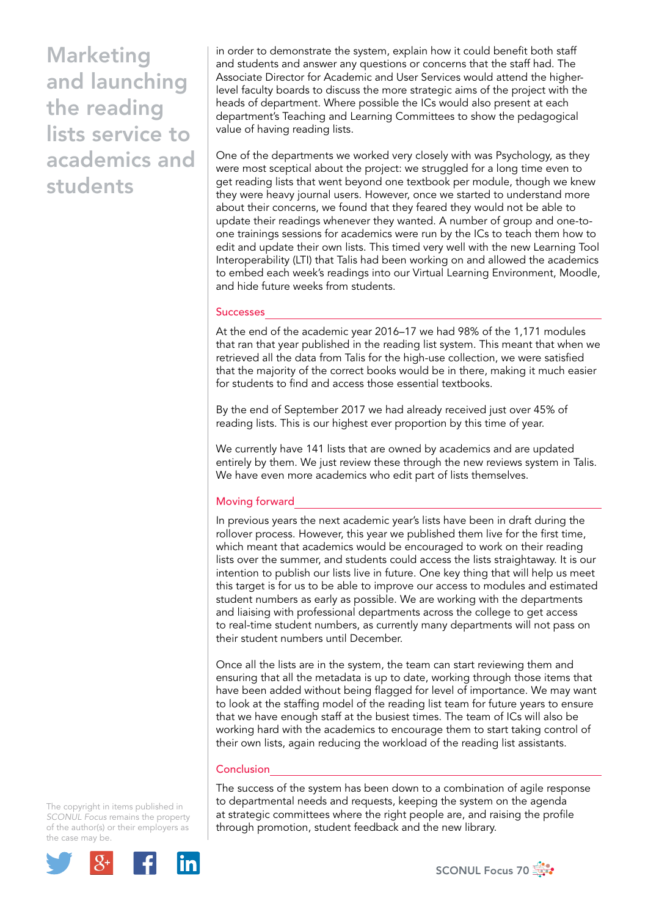in order to demonstrate the system, explain how it could benefit both staff and students and answer any questions or concerns that the staff had. The Associate Director for Academic and User Services would attend the higher-level faculty boards to discuss the more strategic aims of the project with the heads of department. Where possible the ICs would also present at each department's Teaching and Learning Committees to show the pedagogical value of having reading lists.

One of the departments we worked very closely with was Psychology, as they were most sceptical about the project: we struggled for a long time even to get reading lists that went beyond one textbook per module, though we knew they were heavy journal users. However, once we started to understand more about their concerns, we found that they feared they would not be able to update their readings whenever they wanted. A number of group and one-to-one trainings sessions for academics were run by the ICs to teach them how to edit and update their own lists. This timed very well with the new Learning Tool Interoperability (LTI) that Talis had been working on and allowed the academics to embed each week's readings into our Virtual Learning Environment, Moodle, and hide future weeks from students.

## Successes

At the end of the academic year 2016–17 we had 98% of the 1,171 modules that ran that year published in the reading list system. This meant that when we retrieved all the data from Talis for the high-use collection, we were satisfied that the majority of the correct books would be in there, making it much easier for students to find and access those essential textbooks.

By the end of September 2017 we had already received just over 45% of reading lists. This is our highest ever proportion by this time of year.

We currently have 141 lists that are owned by academics and are updated entirely by them. We just review these through the new reviews system in Talis. We have even more academics who edit part of lists themselves.

## Moving forward

In previous years the next academic year's lists have been in draft during the rollover process. However, this year we published them live for the first time, which meant that academics would be encouraged to work on their reading lists over the summer, and students could access the lists straightaway. It is our intention to publish our lists live in future. One key thing that will help us meet this target is for us to be able to improve our access to modules and estimated student numbers as early as possible. We are working with the departments and liaising with professional departments across the college to get access to real-time student numbers, as currently many departments will not pass on their student numbers until December.

Once all the lists are in the system, the team can start reviewing them and ensuring that all the metadata is up to date, working through those items that have been added without being flagged for level of importance. We may want to look at the staffing model of the reading list team for future years to ensure that we have enough staff at the busiest times. The team of ICs will also be working hard with the academics to encourage them to start taking control of their own lists, again reducing the workload of the reading list assistants.

## Conclusion

The success of the system has been down to a combination of agile response to departmental needs and requests, keeping the system on the agenda at strategic committees where the right people are, and raising the profile through promotion, student feedback and the new library.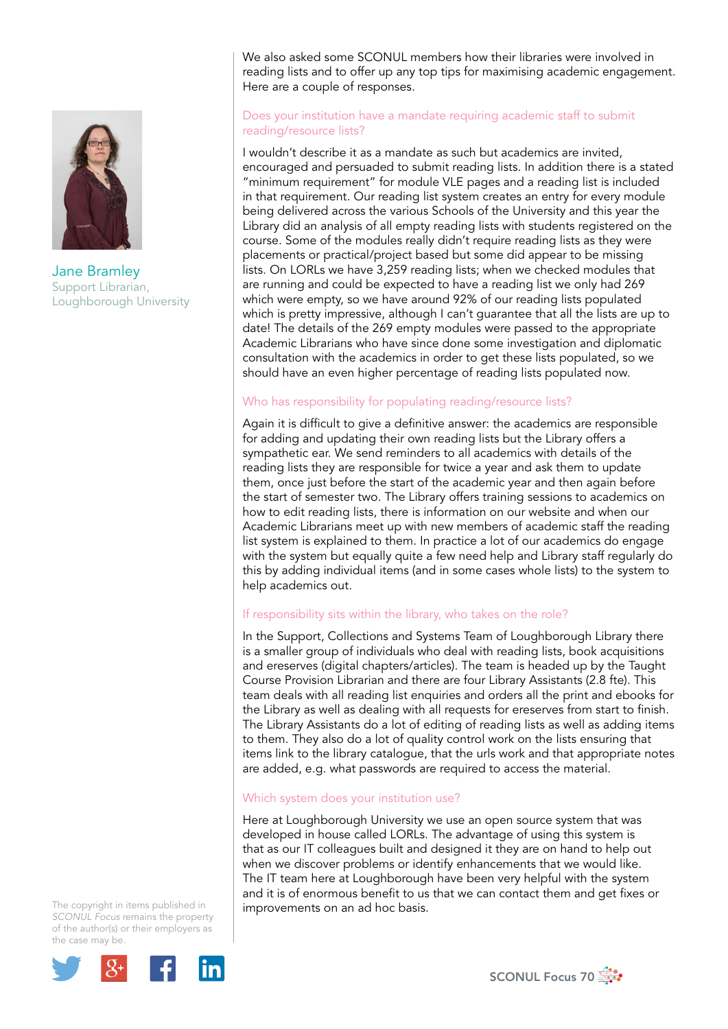We also asked some SCONUL members how their libraries were involved in reading lists and to offer up any top tips for maximising academic engagement. Here are a couple of responses.

**Jane Bramley**
Support Librarian,
Loughborough University

### Does your institution have a mandate requiring academic staff to submit reading/resource lists?

I wouldn't describe it as a mandate as such but academics are invited, encouraged and persuaded to submit reading lists. In addition there is a stated "minimum requirement" for module VLE pages and a reading list is included in that requirement. Our reading list system creates an entry for every module being delivered across the various Schools of the University and this year the Library did an analysis of all empty reading lists with students registered on the course. Some of the modules really didn't require reading lists as they were placements or practical/project based but some did appear to be missing lists. On LORLs we have 3,259 reading lists; when we checked modules that are running and could be expected to have a reading list we only had 269 which were empty, so we have around 92% of our reading lists populated which is pretty impressive, although I can't guarantee that all the lists are up to date! The details of the 269 empty modules were passed to the appropriate Academic Librarians who have since done some investigation and diplomatic consultation with the academics in order to get these lists populated, so we should have an even higher percentage of reading lists populated now.

### Who has responsibility for populating reading/resource lists?

Again it is difficult to give a definitive answer: the academics are responsible for adding and updating their own reading lists but the Library offers a sympathetic ear. We send reminders to all academics with details of the reading lists they are responsible for twice a year and ask them to update them, once just before the start of the academic year and then again before the start of semester two. The Library offers training sessions to academics on how to edit reading lists, there is information on our website and when our Academic Librarians meet up with new members of academic staff the reading list system is explained to them. In practice a lot of our academics do engage with the system but equally quite a few need help and Library staff regularly do this by adding individual items (and in some cases whole lists) to the system to help academics out.

### If responsibility sits within the library, who takes on the role?

In the Support, Collections and Systems Team of Loughborough Library there is a smaller group of individuals who deal with reading lists, book acquisitions and ereserves (digital chapters/articles). The team is headed up by the Taught Course Provision Librarian and there are four Library Assistants (2.8 fte). This team deals with all reading list enquiries and orders all the print and ebooks for the Library as well as dealing with all requests for ereserves from start to finish. The Library Assistants do a lot of editing of reading lists as well as adding items to them. They also do a lot of quality control work on the lists ensuring that items link to the library catalogue, that the urls work and that appropriate notes are added, e.g. what passwords are required to access the material.

### Which system does your institution use?

Here at Loughborough University we use an open source system that was developed in house called LORLs. The advantage of using this system is that as our IT colleagues built and designed it they are on hand to help out when we discover problems or identify enhancements that we would like. The IT team here at Loughborough have been very helpful with the system and it is of enormous benefit to us that we can contact them and get fixes or improvements on an ad hoc basis.

The copyright in items published in *SCONUL Focus* remains the property of the author(s) or their employers as the case may be.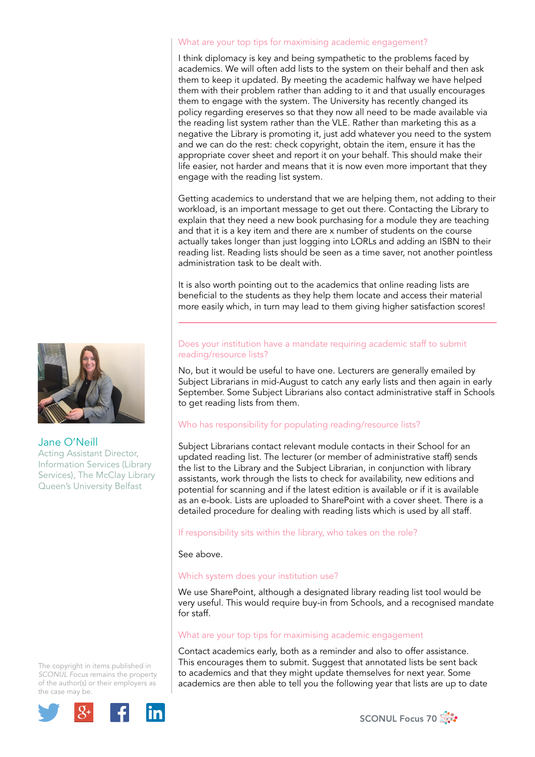### What are your top tips for maximising academic engagement?

I think diplomacy is key and being sympathetic to the problems faced by academics. We will often add lists to the system on their behalf and then ask them to keep it updated. By meeting the academic halfway we have helped them with their problem rather than adding to it and that usually encourages them to engage with the system. The University has recently changed its policy regarding ereserves so that they now all need to be made available via the reading list system rather than the VLE. Rather than marketing this as a negative the Library is promoting it, just add whatever you need to the system and we can do the rest: check copyright, obtain the item, ensure it has the appropriate cover sheet and report it on your behalf. This should make their life easier, not harder and means that it is now even more important that they engage with the reading list system.

Getting academics to understand that we are helping them, not adding to their workload, is an important message to get out there. Contacting the Library to explain that they need a new book purchasing for a module they are teaching and that it is a key item and there are x number of students on the course actually takes longer than just logging into LORLs and adding an ISBN to their reading list. Reading lists should be seen as a time saver, not another pointless administration task to be dealt with.

It is also worth pointing out to the academics that online reading lists are beneficial to the students as they help them locate and access their material more easily which, in turn may lead to them giving higher satisfaction scores!

---

**Jane O'Neill**
Acting Assistant Director, Information Services (Library Services), The McClay Library
Queen's University Belfast

### Does your institution have a mandate requiring academic staff to submit reading/resource lists?

No, but it would be useful to have one. Lecturers are generally emailed by Subject Librarians in mid-August to catch any early lists and then again in early September. Some Subject Librarians also contact administrative staff in Schools to get reading lists from them.

### Who has responsibility for populating reading/resource lists?

Subject Librarians contact relevant module contacts in their School for an updated reading list. The lecturer (or member of administrative staff) sends the list to the Library and the Subject Librarian, in conjunction with library assistants, work through the lists to check for availability, new editions and potential for scanning and if the latest edition is available or if it is available as an e-book. Lists are uploaded to SharePoint with a cover sheet. There is a detailed procedure for dealing with reading lists which is used by all staff.

### If responsibility sits within the library, who takes on the role?

See above.

### Which system does your institution use?

We use SharePoint, although a designated library reading list tool would be very useful. This would require buy-in from Schools, and a recognised mandate for staff.

### What are your top tips for maximising academic engagement

Contact academics early, both as a reminder and also to offer assistance. This encourages them to submit. Suggest that annotated lists be sent back to academics and that they might update themselves for next year. Some academics are then able to tell you the following year that lists are up to date

The copyright in items published in *SCONUL Focus* remains the property of the author(s) or their employers as the case may be.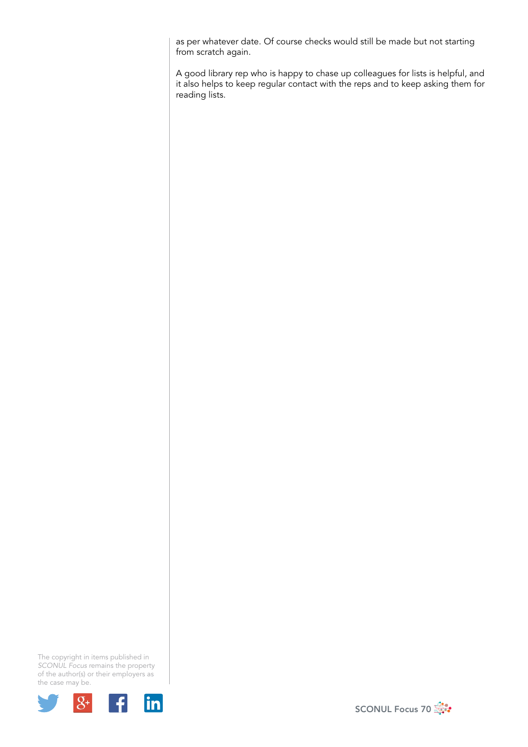as per whatever date. Of course checks would still be made but not starting from scratch again.

A good library rep who is happy to chase up colleagues for lists is helpful, and it also helps to keep regular contact with the reps and to keep asking them for reading lists.

The copyright in items published in *SCONUL Focus* remains the property of the author(s) or their employers as the case may be.